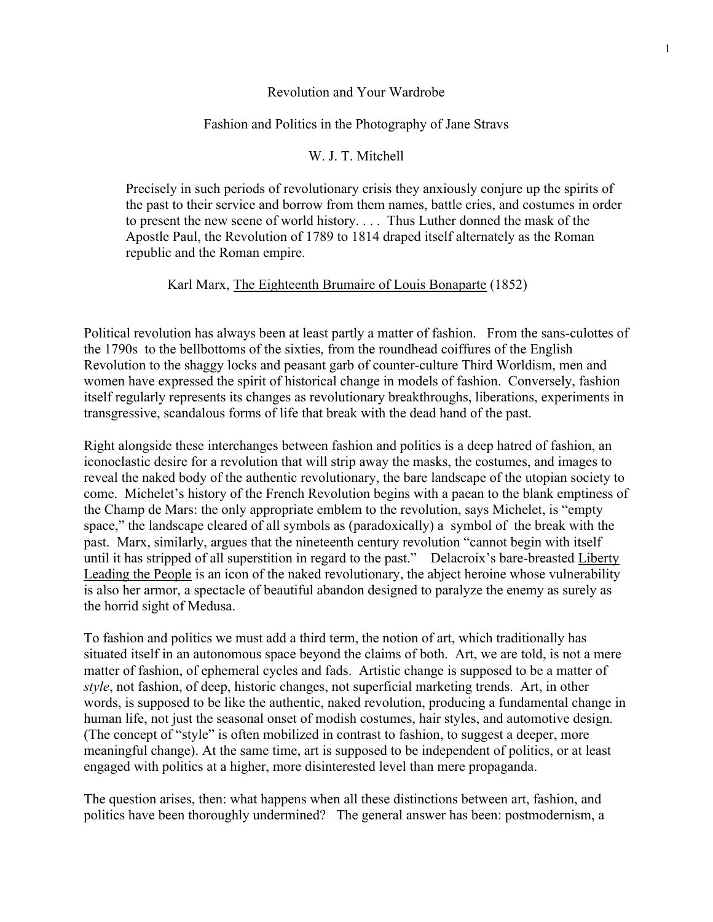# Revolution and Your Wardrobe

## Fashion and Politics in the Photography of Jane Stravs

W. J. T. Mitchell

> Precisely in such periods of revolutionary crisis they anxiously conjure up the spirits of the past to their service and borrow from them names, battle cries, and costumes in order to present the new scene of world history. . . . Thus Luther donned the mask of the Apostle Paul, the Revolution of 1789 to 1814 draped itself alternately as the Roman republic and the Roman empire.
>
> Karl Marx, The Eighteenth Brumaire of Louis Bonaparte (1852)

Political revolution has always been at least partly a matter of fashion. From the sans-culottes of the 1790s to the bellbottoms of the sixties, from the roundhead coiffures of the English Revolution to the shaggy locks and peasant garb of counter-culture Third Worldism, men and women have expressed the spirit of historical change in models of fashion. Conversely, fashion itself regularly represents its changes as revolutionary breakthroughs, liberations, experiments in transgressive, scandalous forms of life that break with the dead hand of the past.

Right alongside these interchanges between fashion and politics is a deep hatred of fashion, an iconoclastic desire for a revolution that will strip away the masks, the costumes, and images to reveal the naked body of the authentic revolutionary, the bare landscape of the utopian society to come. Michelet's history of the French Revolution begins with a paean to the blank emptiness of the Champ de Mars: the only appropriate emblem to the revolution, says Michelet, is "empty space," the landscape cleared of all symbols as (paradoxically) a symbol of the break with the past. Marx, similarly, argues that the nineteenth century revolution "cannot begin with itself until it has stripped of all superstition in regard to the past." Delacroix's bare-breasted Liberty Leading the People is an icon of the naked revolutionary, the abject heroine whose vulnerability is also her armor, a spectacle of beautiful abandon designed to paralyze the enemy as surely as the horrid sight of Medusa.

To fashion and politics we must add a third term, the notion of art, which traditionally has situated itself in an autonomous space beyond the claims of both. Art, we are told, is not a mere matter of fashion, of ephemeral cycles and fads. Artistic change is supposed to be a matter of *style*, not fashion, of deep, historic changes, not superficial marketing trends. Art, in other words, is supposed to be like the authentic, naked revolution, producing a fundamental change in human life, not just the seasonal onset of modish costumes, hair styles, and automotive design. (The concept of "style" is often mobilized in contrast to fashion, to suggest a deeper, more meaningful change). At the same time, art is supposed to be independent of politics, or at least engaged with politics at a higher, more disinterested level than mere propaganda.

The question arises, then: what happens when all these distinctions between art, fashion, and politics have been thoroughly undermined? The general answer has been: postmodernism, a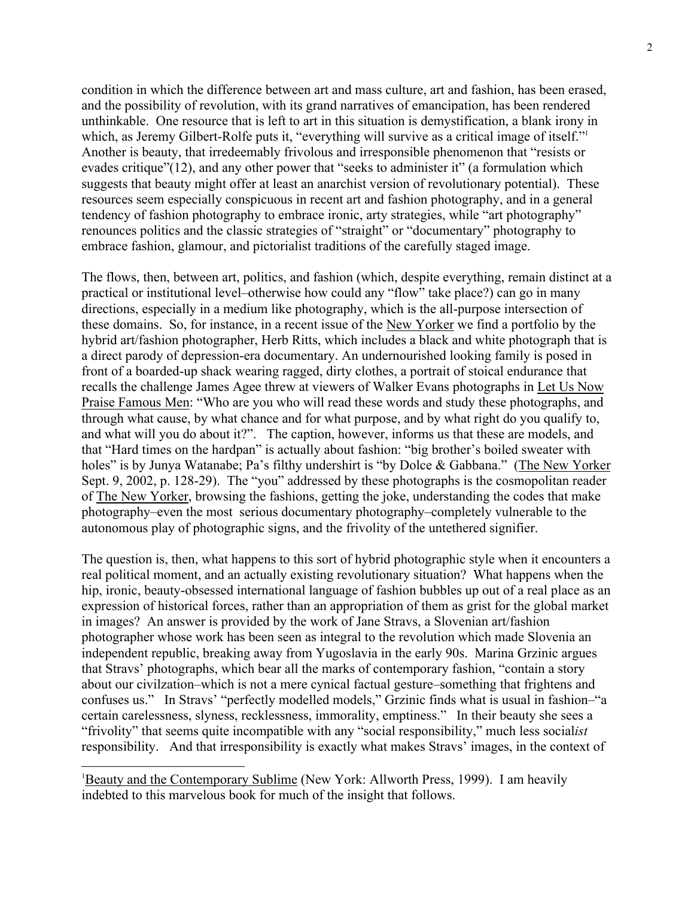condition in which the difference between art and mass culture, art and fashion, has been erased, and the possibility of revolution, with its grand narratives of emancipation, has been rendered unthinkable. One resource that is left to art in this situation is demystification, a blank irony in which, as Jeremy Gilbert-Rolfe puts it, "everything will survive as a critical image of itself."[1] Another is beauty, that irredeemably frivolous and irresponsible phenomenon that "resists or evades critique"(12), and any other power that "seeks to administer it" (a formulation which suggests that beauty might offer at least an anarchist version of revolutionary potential). These resources seem especially conspicuous in recent art and fashion photography, and in a general tendency of fashion photography to embrace ironic, arty strategies, while "art photography" renounces politics and the classic strategies of "straight" or "documentary" photography to embrace fashion, glamour, and pictorialist traditions of the carefully staged image.

The flows, then, between art, politics, and fashion (which, despite everything, remain distinct at a practical or institutional level–otherwise how could any "flow" take place?) can go in many directions, especially in a medium like photography, which is the all-purpose intersection of these domains. So, for instance, in a recent issue of the New Yorker we find a portfolio by the hybrid art/fashion photographer, Herb Ritts, which includes a black and white photograph that is a direct parody of depression-era documentary. An undernourished looking family is posed in front of a boarded-up shack wearing ragged, dirty clothes, a portrait of stoical endurance that recalls the challenge James Agee threw at viewers of Walker Evans photographs in Let Us Now Praise Famous Men: "Who are you who will read these words and study these photographs, and through what cause, by what chance and for what purpose, and by what right do you qualify to, and what will you do about it?". The caption, however, informs us that these are models, and that "Hard times on the hardpan" is actually about fashion: "big brother's boiled sweater with holes" is by Junya Watanabe; Pa's filthy undershirt is "by Dolce & Gabbana." (The New Yorker Sept. 9, 2002, p. 128-29). The "you" addressed by these photographs is the cosmopolitan reader of The New Yorker, browsing the fashions, getting the joke, understanding the codes that make photography–even the most serious documentary photography–completely vulnerable to the autonomous play of photographic signs, and the frivolity of the untethered signifier.

The question is, then, what happens to this sort of hybrid photographic style when it encounters a real political moment, and an actually existing revolutionary situation? What happens when the hip, ironic, beauty-obsessed international language of fashion bubbles up out of a real place as an expression of historical forces, rather than an appropriation of them as grist for the global market in images? An answer is provided by the work of Jane Stravs, a Slovenian art/fashion photographer whose work has been seen as integral to the revolution which made Slovenia an independent republic, breaking away from Yugoslavia in the early 90s. Marina Grzinic argues that Stravs' photographs, which bear all the marks of contemporary fashion, "contain a story about our civilzation–which is not a mere cynical factual gesture–something that frightens and confuses us." In Stravs' "perfectly modelled models," Grzinic finds what is usual in fashion–"a certain carelessness, slyness, recklessness, immorality, emptiness." In their beauty she sees a "frivolity" that seems quite incompatible with any "social responsibility," much less social*ist* responsibility. And that irresponsibility is exactly what makes Stravs' images, in the context of

[1] Beauty and the Contemporary Sublime (New York: Allworth Press, 1999). I am heavily indebted to this marvelous book for much of the insight that follows.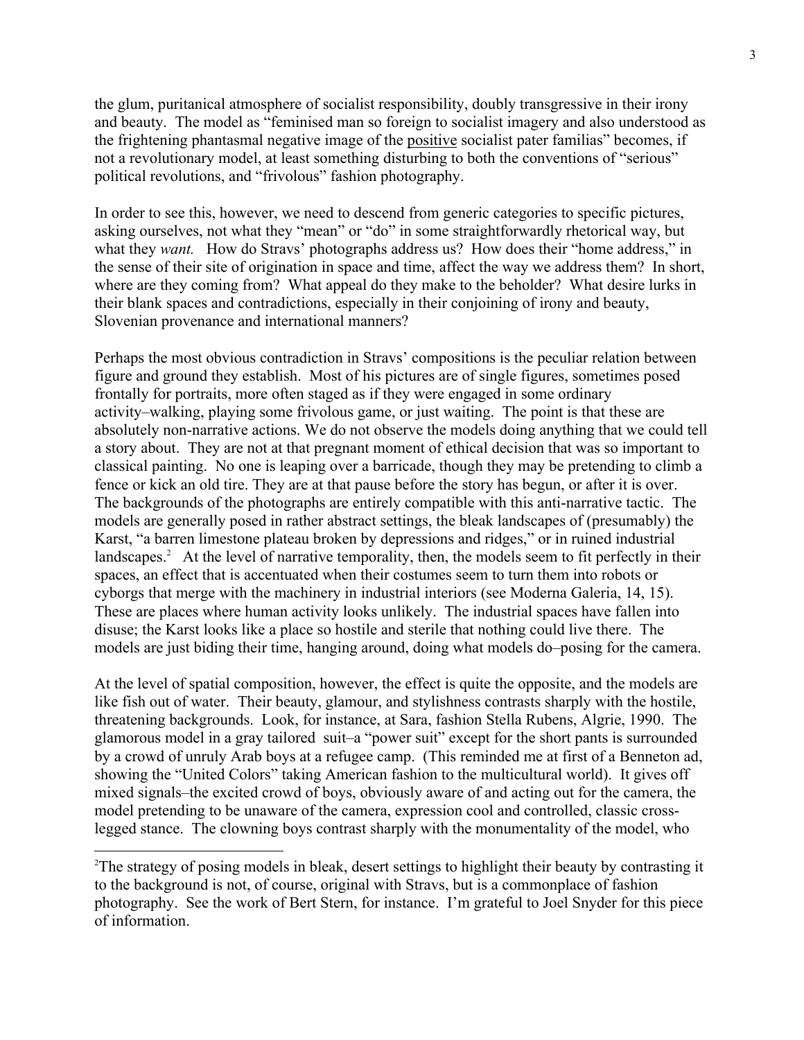the glum, puritanical atmosphere of socialist responsibility, doubly transgressive in their irony and beauty. The model as "feminised man so foreign to socialist imagery and also understood as the frightening phantasmal negative image of the positive socialist pater familias" becomes, if not a revolutionary model, at least something disturbing to both the conventions of "serious" political revolutions, and "frivolous" fashion photography.

In order to see this, however, we need to descend from generic categories to specific pictures, asking ourselves, not what they "mean" or "do" in some straightforwardly rhetorical way, but what they *want.* How do Stravs' photographs address us? How does their "home address," in the sense of their site of origination in space and time, affect the way we address them? In short, where are they coming from? What appeal do they make to the beholder? What desire lurks in their blank spaces and contradictions, especially in their conjoining of irony and beauty, Slovenian provenance and international manners?

Perhaps the most obvious contradiction in Stravs' compositions is the peculiar relation between figure and ground they establish. Most of his pictures are of single figures, sometimes posed frontally for portraits, more often staged as if they were engaged in some ordinary activity–walking, playing some frivolous game, or just waiting. The point is that these are absolutely non-narrative actions. We do not observe the models doing anything that we could tell a story about. They are not at that pregnant moment of ethical decision that was so important to classical painting. No one is leaping over a barricade, though they may be pretending to climb a fence or kick an old tire. They are at that pause before the story has begun, or after it is over. The backgrounds of the photographs are entirely compatible with this anti-narrative tactic. The models are generally posed in rather abstract settings, the bleak landscapes of (presumably) the Karst, "a barren limestone plateau broken by depressions and ridges," or in ruined industrial landscapes.[2] At the level of narrative temporality, then, the models seem to fit perfectly in their spaces, an effect that is accentuated when their costumes seem to turn them into robots or cyborgs that merge with the machinery in industrial interiors (see Moderna Galeria, 14, 15). These are places where human activity looks unlikely. The industrial spaces have fallen into disuse; the Karst looks like a place so hostile and sterile that nothing could live there. The models are just biding their time, hanging around, doing what models do–posing for the camera.

At the level of spatial composition, however, the effect is quite the opposite, and the models are like fish out of water. Their beauty, glamour, and stylishness contrasts sharply with the hostile, threatening backgrounds. Look, for instance, at Sara, fashion Stella Rubens, Algrie, 1990. The glamorous model in a gray tailored suit–a "power suit" except for the short pants is surrounded by a crowd of unruly Arab boys at a refugee camp. (This reminded me at first of a Benneton ad, showing the "United Colors" taking American fashion to the multicultural world). It gives off mixed signals–the excited crowd of boys, obviously aware of and acting out for the camera, the model pretending to be unaware of the camera, expression cool and controlled, classic cross-legged stance. The clowning boys contrast sharply with the monumentality of the model, who

[2]The strategy of posing models in bleak, desert settings to highlight their beauty by contrasting it to the background is not, of course, original with Stravs, but is a commonplace of fashion photography. See the work of Bert Stern, for instance. I'm grateful to Joel Snyder for this piece of information.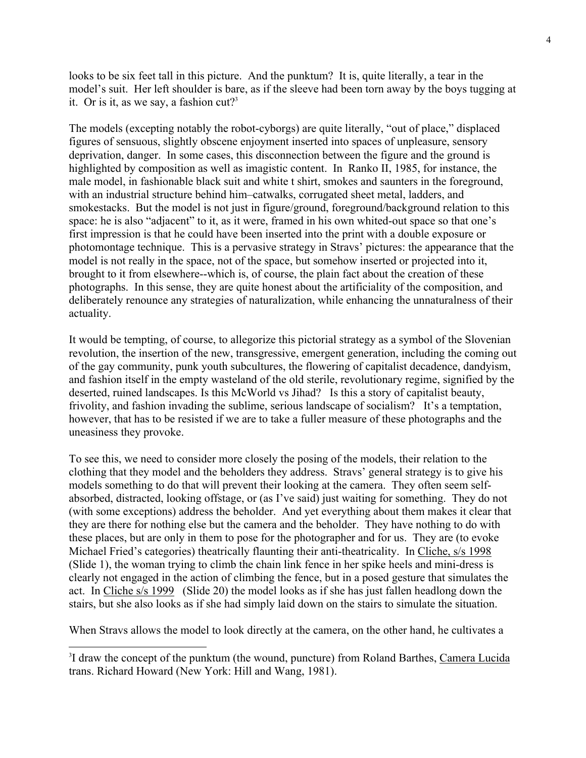looks to be six feet tall in this picture. And the punktum? It is, quite literally, a tear in the model's suit. Her left shoulder is bare, as if the sleeve had been torn away by the boys tugging at it. Or is it, as we say, a fashion cut?[3]

The models (excepting notably the robot-cyborgs) are quite literally, "out of place," displaced figures of sensuous, slightly obscene enjoyment inserted into spaces of unpleasure, sensory deprivation, danger. In some cases, this disconnection between the figure and the ground is highlighted by composition as well as imagistic content. In Ranko II, 1985, for instance, the male model, in fashionable black suit and white t shirt, smokes and saunters in the foreground, with an industrial structure behind him–catwalks, corrugated sheet metal, ladders, and smokestacks. But the model is not just in figure/ground, foreground/background relation to this space: he is also "adjacent" to it, as it were, framed in his own whited-out space so that one's first impression is that he could have been inserted into the print with a double exposure or photomontage technique. This is a pervasive strategy in Stravs' pictures: the appearance that the model is not really in the space, not of the space, but somehow inserted or projected into it, brought to it from elsewhere--which is, of course, the plain fact about the creation of these photographs. In this sense, they are quite honest about the artificiality of the composition, and deliberately renounce any strategies of naturalization, while enhancing the unnaturalness of their actuality.

It would be tempting, of course, to allegorize this pictorial strategy as a symbol of the Slovenian revolution, the insertion of the new, transgressive, emergent generation, including the coming out of the gay community, punk youth subcultures, the flowering of capitalist decadence, dandyism, and fashion itself in the empty wasteland of the old sterile, revolutionary regime, signified by the deserted, ruined landscapes. Is this McWorld vs Jihad? Is this a story of capitalist beauty, frivolity, and fashion invading the sublime, serious landscape of socialism? It's a temptation, however, that has to be resisted if we are to take a fuller measure of these photographs and the uneasiness they provoke.

To see this, we need to consider more closely the posing of the models, their relation to the clothing that they model and the beholders they address. Stravs' general strategy is to give his models something to do that will prevent their looking at the camera. They often seem self-absorbed, distracted, looking offstage, or (as I've said) just waiting for something. They do not (with some exceptions) address the beholder. And yet everything about them makes it clear that they are there for nothing else but the camera and the beholder. They have nothing to do with these places, but are only in them to pose for the photographer and for us. They are (to evoke Michael Fried's categories) theatrically flaunting their anti-theatricality. In <u>Cliche, s/s 1998</u> (Slide 1), the woman trying to climb the chain link fence in her spike heels and mini-dress is clearly not engaged in the action of climbing the fence, but in a posed gesture that simulates the act. In <u>Cliche s/s 1999</u> (Slide 20) the model looks as if she has just fallen headlong down the stairs, but she also looks as if she had simply laid down on the stairs to simulate the situation.

When Stravs allows the model to look directly at the camera, on the other hand, he cultivates a

---

[3] I draw the concept of the punktum (the wound, puncture) from Roland Barthes, <u>Camera Lucida</u> trans. Richard Howard (New York: Hill and Wang, 1981).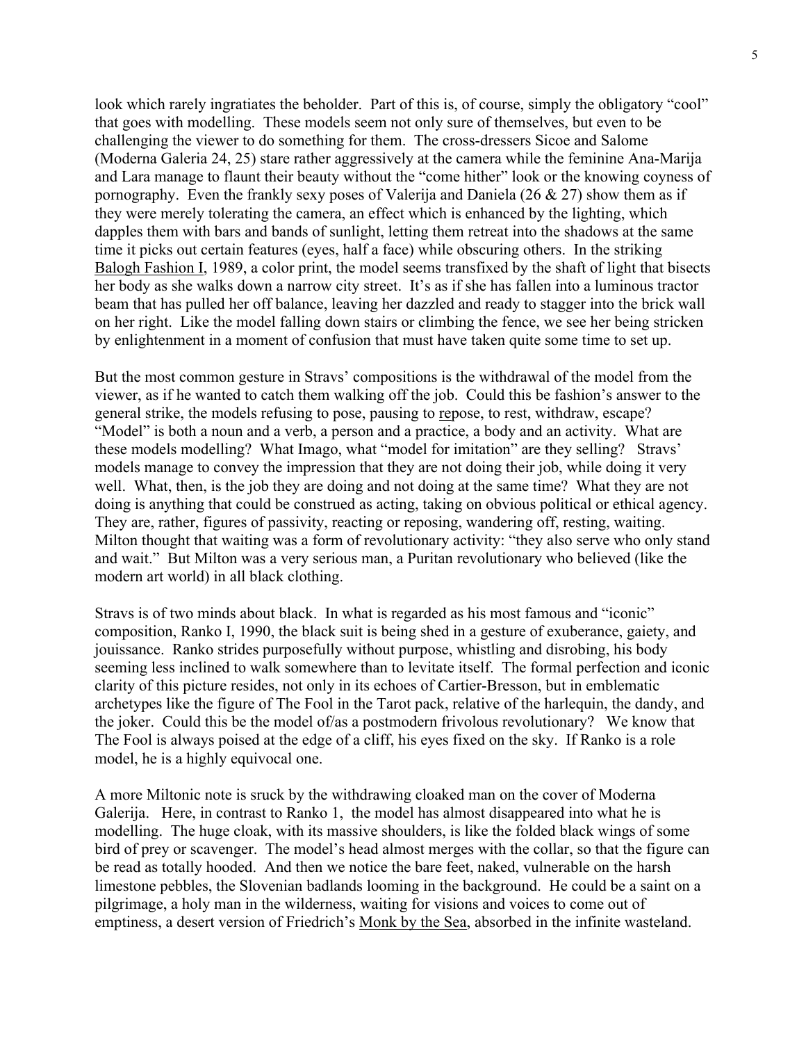look which rarely ingratiates the beholder. Part of this is, of course, simply the obligatory "cool" that goes with modelling. These models seem not only sure of themselves, but even to be challenging the viewer to do something for them. The cross-dressers Sicoe and Salome (Moderna Galeria 24, 25) stare rather aggressively at the camera while the feminine Ana-Marija and Lara manage to flaunt their beauty without the "come hither" look or the knowing coyness of pornography. Even the frankly sexy poses of Valerija and Daniela (26 & 27) show them as if they were merely tolerating the camera, an effect which is enhanced by the lighting, which dapples them with bars and bands of sunlight, letting them retreat into the shadows at the same time it picks out certain features (eyes, half a face) while obscuring others. In the striking Balogh Fashion I, 1989, a color print, the model seems transfixed by the shaft of light that bisects her body as she walks down a narrow city street. It's as if she has fallen into a luminous tractor beam that has pulled her off balance, leaving her dazzled and ready to stagger into the brick wall on her right. Like the model falling down stairs or climbing the fence, we see her being stricken by enlightenment in a moment of confusion that must have taken quite some time to set up.

But the most common gesture in Stravs' compositions is the withdrawal of the model from the viewer, as if he wanted to catch them walking off the job. Could this be fashion's answer to the general strike, the models refusing to pose, pausing to repose, to rest, withdraw, escape? "Model" is both a noun and a verb, a person and a practice, a body and an activity. What are these models modelling? What Imago, what "model for imitation" are they selling? Stravs' models manage to convey the impression that they are not doing their job, while doing it very well. What, then, is the job they are doing and not doing at the same time? What they are not doing is anything that could be construed as acting, taking on obvious political or ethical agency. They are, rather, figures of passivity, reacting or reposing, wandering off, resting, waiting. Milton thought that waiting was a form of revolutionary activity: "they also serve who only stand and wait." But Milton was a very serious man, a Puritan revolutionary who believed (like the modern art world) in all black clothing.

Stravs is of two minds about black. In what is regarded as his most famous and "iconic" composition, Ranko I, 1990, the black suit is being shed in a gesture of exuberance, gaiety, and jouissance. Ranko strides purposefully without purpose, whistling and disrobing, his body seeming less inclined to walk somewhere than to levitate itself. The formal perfection and iconic clarity of this picture resides, not only in its echoes of Cartier-Bresson, but in emblematic archetypes like the figure of The Fool in the Tarot pack, relative of the harlequin, the dandy, and the joker. Could this be the model of/as a postmodern frivolous revolutionary? We know that The Fool is always poised at the edge of a cliff, his eyes fixed on the sky. If Ranko is a role model, he is a highly equivocal one.

A more Miltonic note is sruck by the withdrawing cloaked man on the cover of Moderna Galerija. Here, in contrast to Ranko 1, the model has almost disappeared into what he is modelling. The huge cloak, with its massive shoulders, is like the folded black wings of some bird of prey or scavenger. The model's head almost merges with the collar, so that the figure can be read as totally hooded. And then we notice the bare feet, naked, vulnerable on the harsh limestone pebbles, the Slovenian badlands looming in the background. He could be a saint on a pilgrimage, a holy man in the wilderness, waiting for visions and voices to come out of emptiness, a desert version of Friedrich's Monk by the Sea, absorbed in the infinite wasteland.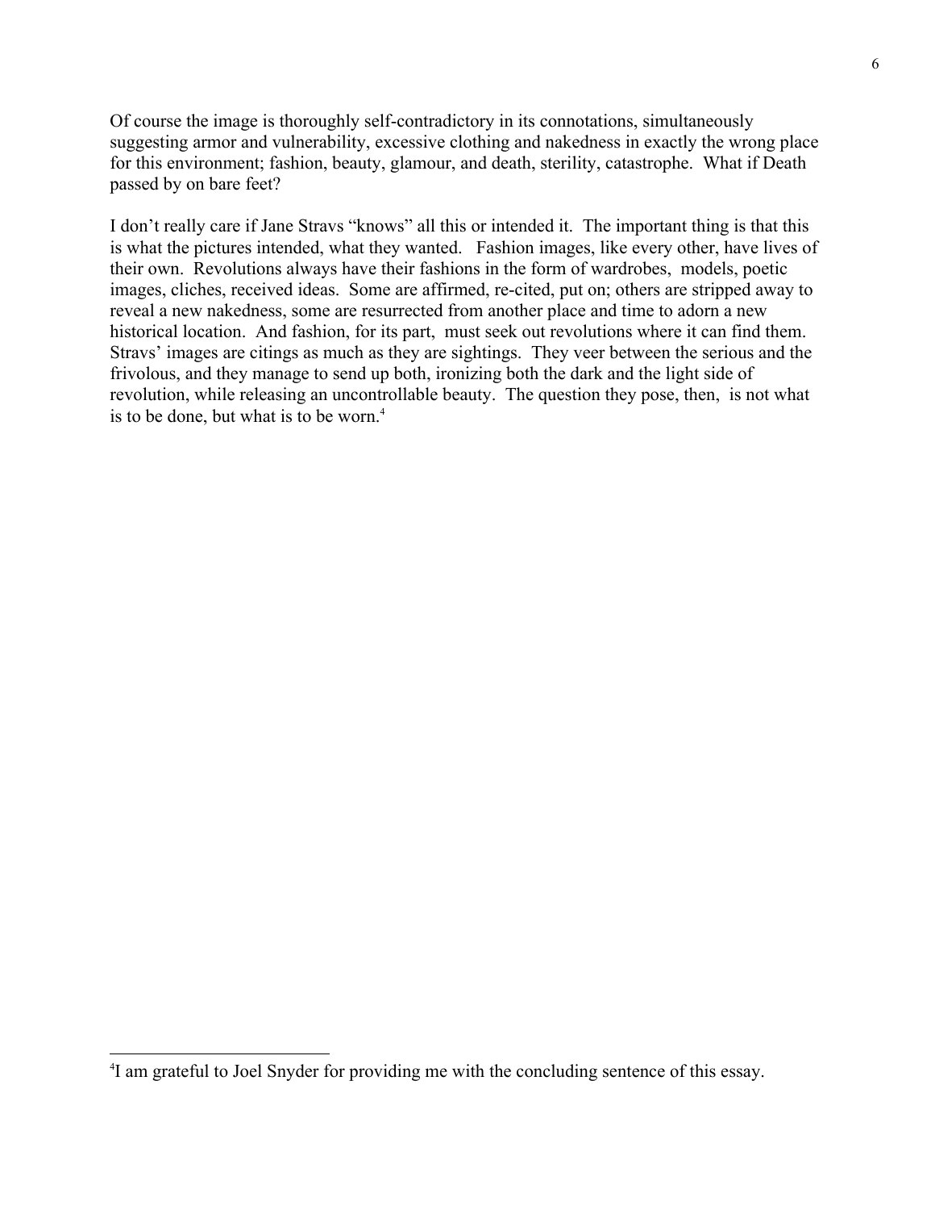Of course the image is thoroughly self-contradictory in its connotations, simultaneously suggesting armor and vulnerability, excessive clothing and nakedness in exactly the wrong place for this environment; fashion, beauty, glamour, and death, sterility, catastrophe. What if Death passed by on bare feet?

I don't really care if Jane Stravs "knows" all this or intended it. The important thing is that this is what the pictures intended, what they wanted. Fashion images, like every other, have lives of their own. Revolutions always have their fashions in the form of wardrobes, models, poetic images, cliches, received ideas. Some are affirmed, re-cited, put on; others are stripped away to reveal a new nakedness, some are resurrected from another place and time to adorn a new historical location. And fashion, for its part, must seek out revolutions where it can find them. Stravs' images are citings as much as they are sightings. They veer between the serious and the frivolous, and they manage to send up both, ironizing both the dark and the light side of revolution, while releasing an uncontrollable beauty. The question they pose, then, is not what is to be done, but what is to be worn.[4]

---

[4] I am grateful to Joel Snyder for providing me with the concluding sentence of this essay.